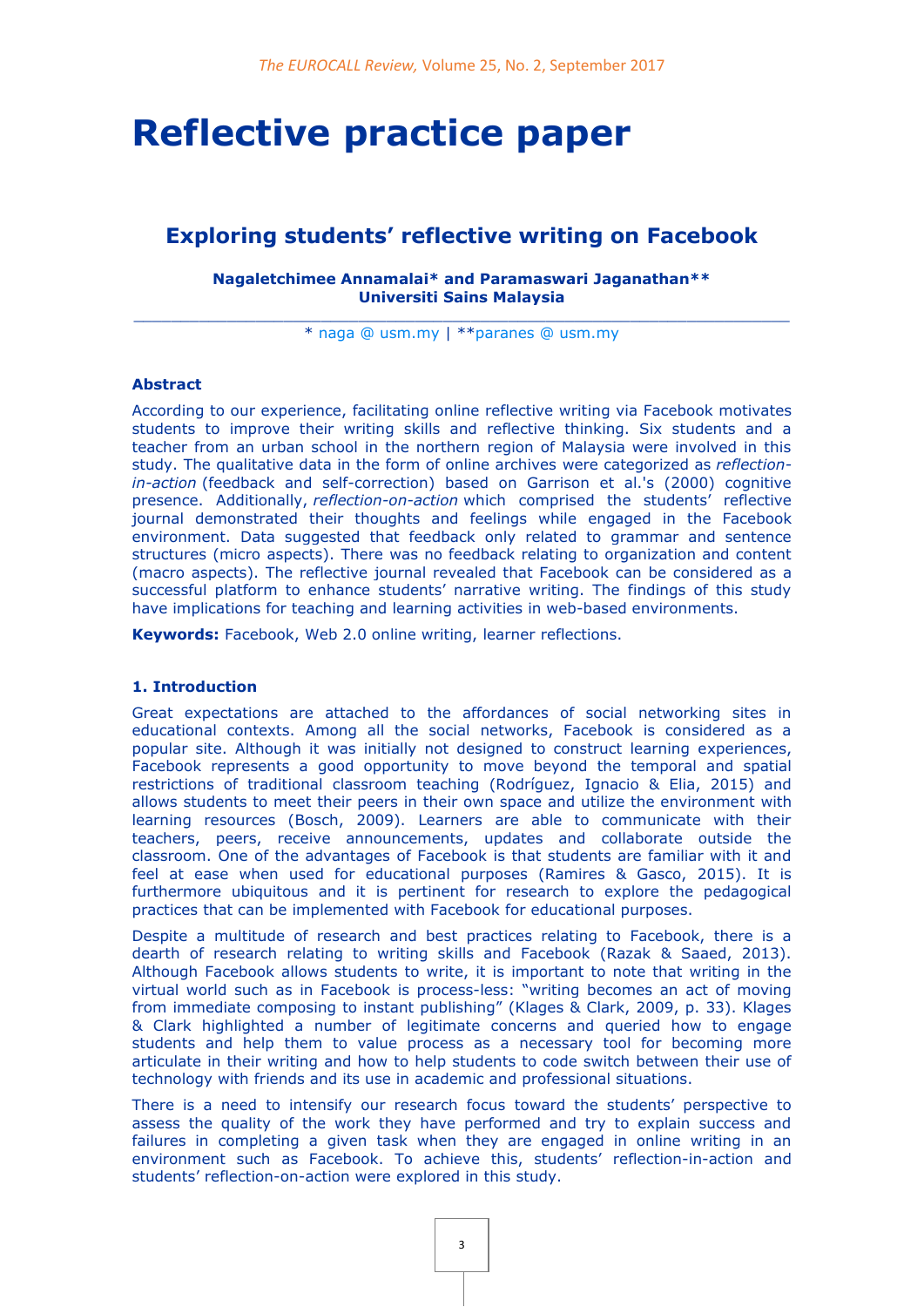# Reflective practice paper

## Exploring students' reflective writing on Facebook

**Nagaletchimee Annamalai\* and Paramaswari Jaganathan\*\***
**Universiti Sains Malaysia**

\* naga @ usm.my | \*\*paranes @ usm.my

### Abstract

According to our experience, facilitating online reflective writing via Facebook motivates students to improve their writing skills and reflective thinking. Six students and a teacher from an urban school in the northern region of Malaysia were involved in this study. The qualitative data in the form of online archives were categorized as *reflection-in-action* (feedback and self-correction) based on Garrison et al.'s (2000) cognitive presence. Additionally, *reflection-on-action* which comprised the students' reflective journal demonstrated their thoughts and feelings while engaged in the Facebook environment. Data suggested that feedback only related to grammar and sentence structures (micro aspects). There was no feedback relating to organization and content (macro aspects). The reflective journal revealed that Facebook can be considered as a successful platform to enhance students' narrative writing. The findings of this study have implications for teaching and learning activities in web-based environments.

**Keywords:** Facebook, Web 2.0 online writing, learner reflections.

### 1. Introduction

Great expectations are attached to the affordances of social networking sites in educational contexts. Among all the social networks, Facebook is considered as a popular site. Although it was initially not designed to construct learning experiences, Facebook represents a good opportunity to move beyond the temporal and spatial restrictions of traditional classroom teaching (Rodríguez, Ignacio & Elia, 2015) and allows students to meet their peers in their own space and utilize the environment with learning resources (Bosch, 2009). Learners are able to communicate with their teachers, peers, receive announcements, updates and collaborate outside the classroom. One of the advantages of Facebook is that students are familiar with it and feel at ease when used for educational purposes (Ramires & Gasco, 2015). It is furthermore ubiquitous and it is pertinent for research to explore the pedagogical practices that can be implemented with Facebook for educational purposes.

Despite a multitude of research and best practices relating to Facebook, there is a dearth of research relating to writing skills and Facebook (Razak & Saaed, 2013). Although Facebook allows students to write, it is important to note that writing in the virtual world such as in Facebook is process-less: "writing becomes an act of moving from immediate composing to instant publishing" (Klages & Clark, 2009, p. 33). Klages & Clark highlighted a number of legitimate concerns and queried how to engage students and help them to value process as a necessary tool for becoming more articulate in their writing and how to help students to code switch between their use of technology with friends and its use in academic and professional situations.

There is a need to intensify our research focus toward the students' perspective to assess the quality of the work they have performed and try to explain success and failures in completing a given task when they are engaged in online writing in an environment such as Facebook. To achieve this, students' reflection-in-action and students' reflection-on-action were explored in this study.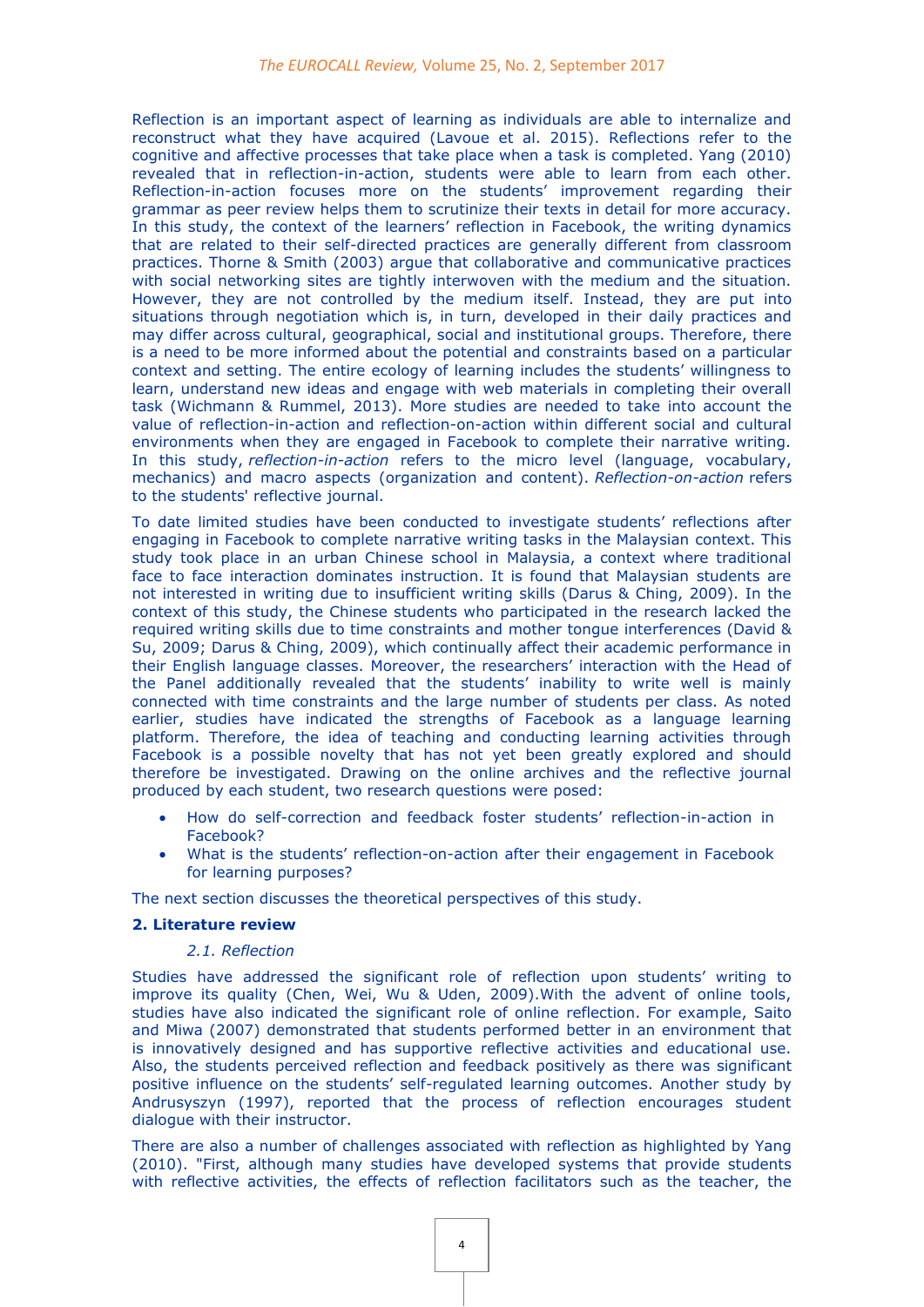Reflection is an important aspect of learning as individuals are able to internalize and reconstruct what they have acquired (Lavoue et al. 2015). Reflections refer to the cognitive and affective processes that take place when a task is completed. Yang (2010) revealed that in reflection-in-action, students were able to learn from each other. Reflection-in-action focuses more on the students' improvement regarding their grammar as peer review helps them to scrutinize their texts in detail for more accuracy. In this study, the context of the learners' reflection in Facebook, the writing dynamics that are related to their self-directed practices are generally different from classroom practices. Thorne & Smith (2003) argue that collaborative and communicative practices with social networking sites are tightly interwoven with the medium and the situation. However, they are not controlled by the medium itself. Instead, they are put into situations through negotiation which is, in turn, developed in their daily practices and may differ across cultural, geographical, social and institutional groups. Therefore, there is a need to be more informed about the potential and constraints based on a particular context and setting. The entire ecology of learning includes the students' willingness to learn, understand new ideas and engage with web materials in completing their overall task (Wichmann & Rummel, 2013). More studies are needed to take into account the value of reflection-in-action and reflection-on-action within different social and cultural environments when they are engaged in Facebook to complete their narrative writing. In this study, *reflection-in-action* refers to the micro level (language, vocabulary, mechanics) and macro aspects (organization and content). *Reflection-on-action* refers to the students' reflective journal.

To date limited studies have been conducted to investigate students' reflections after engaging in Facebook to complete narrative writing tasks in the Malaysian context. This study took place in an urban Chinese school in Malaysia, a context where traditional face to face interaction dominates instruction. It is found that Malaysian students are not interested in writing due to insufficient writing skills (Darus & Ching, 2009). In the context of this study, the Chinese students who participated in the research lacked the required writing skills due to time constraints and mother tongue interferences (David & Su, 2009; Darus & Ching, 2009), which continually affect their academic performance in their English language classes. Moreover, the researchers' interaction with the Head of the Panel additionally revealed that the students' inability to write well is mainly connected with time constraints and the large number of students per class. As noted earlier, studies have indicated the strengths of Facebook as a language learning platform. Therefore, the idea of teaching and conducting learning activities through Facebook is a possible novelty that has not yet been greatly explored and should therefore be investigated. Drawing on the online archives and the reflective journal produced by each student, two research questions were posed:

- How do self-correction and feedback foster students' reflection-in-action in Facebook?
- What is the students' reflection-on-action after their engagement in Facebook for learning purposes?

The next section discusses the theoretical perspectives of this study.

## 2. Literature review

### *2.1. Reflection*

Studies have addressed the significant role of reflection upon students' writing to improve its quality (Chen, Wei, Wu & Uden, 2009).With the advent of online tools, studies have also indicated the significant role of online reflection. For example, Saito and Miwa (2007) demonstrated that students performed better in an environment that is innovatively designed and has supportive reflective activities and educational use. Also, the students perceived reflection and feedback positively as there was significant positive influence on the students' self-regulated learning outcomes. Another study by Andrusyszyn (1997), reported that the process of reflection encourages student dialogue with their instructor.

There are also a number of challenges associated with reflection as highlighted by Yang (2010). "First, although many studies have developed systems that provide students with reflective activities, the effects of reflection facilitators such as the teacher, the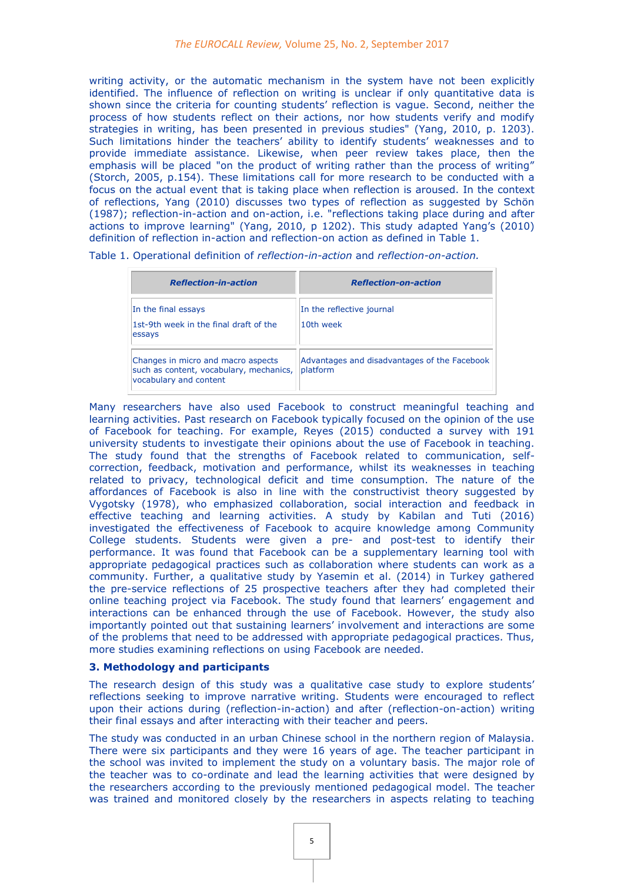writing activity, or the automatic mechanism in the system have not been explicitly identified. The influence of reflection on writing is unclear if only quantitative data is shown since the criteria for counting students' reflection is vague. Second, neither the process of how students reflect on their actions, nor how students verify and modify strategies in writing, has been presented in previous studies" (Yang, 2010, p. 1203). Such limitations hinder the teachers' ability to identify students' weaknesses and to provide immediate assistance. Likewise, when peer review takes place, then the emphasis will be placed "on the product of writing rather than the process of writing" (Storch, 2005, p.154). These limitations call for more research to be conducted with a focus on the actual event that is taking place when reflection is aroused. In the context of reflections, Yang (2010) discusses two types of reflection as suggested by Schön (1987); reflection-in-action and on-action, i.e. "reflections taking place during and after actions to improve learning" (Yang, 2010, p 1202). This study adapted Yang's (2010) definition of reflection in-action and reflection-on action as defined in Table 1.

Table 1. Operational definition of *reflection-in-action* and *reflection-on-action.*

| ***Reflection-in-action*** | ***Reflection-on-action*** |
|---|---|
| In the final essays<br>1st-9th week in the final draft of the essays | In the reflective journal<br>10th week |
| Changes in micro and macro aspects such as content, vocabulary, mechanics, vocabulary and content | Advantages and disadvantages of the Facebook platform |

Many researchers have also used Facebook to construct meaningful teaching and learning activities. Past research on Facebook typically focused on the opinion of the use of Facebook for teaching. For example, Reyes (2015) conducted a survey with 191 university students to investigate their opinions about the use of Facebook in teaching. The study found that the strengths of Facebook related to communication, self-correction, feedback, motivation and performance, whilst its weaknesses in teaching related to privacy, technological deficit and time consumption. The nature of the affordances of Facebook is also in line with the constructivist theory suggested by Vygotsky (1978), who emphasized collaboration, social interaction and feedback in effective teaching and learning activities. A study by Kabilan and Tuti (2016) investigated the effectiveness of Facebook to acquire knowledge among Community College students. Students were given a pre- and post-test to identify their performance. It was found that Facebook can be a supplementary learning tool with appropriate pedagogical practices such as collaboration where students can work as a community. Further, a qualitative study by Yasemin et al. (2014) in Turkey gathered the pre-service reflections of 25 prospective teachers after they had completed their online teaching project via Facebook. The study found that learners' engagement and interactions can be enhanced through the use of Facebook. However, the study also importantly pointed out that sustaining learners' involvement and interactions are some of the problems that need to be addressed with appropriate pedagogical practices. Thus, more studies examining reflections on using Facebook are needed.

### 3. Methodology and participants

The research design of this study was a qualitative case study to explore students' reflections seeking to improve narrative writing. Students were encouraged to reflect upon their actions during (reflection-in-action) and after (reflection-on-action) writing their final essays and after interacting with their teacher and peers.

The study was conducted in an urban Chinese school in the northern region of Malaysia. There were six participants and they were 16 years of age. The teacher participant in the school was invited to implement the study on a voluntary basis. The major role of the teacher was to co-ordinate and lead the learning activities that were designed by the researchers according to the previously mentioned pedagogical model. The teacher was trained and monitored closely by the researchers in aspects relating to teaching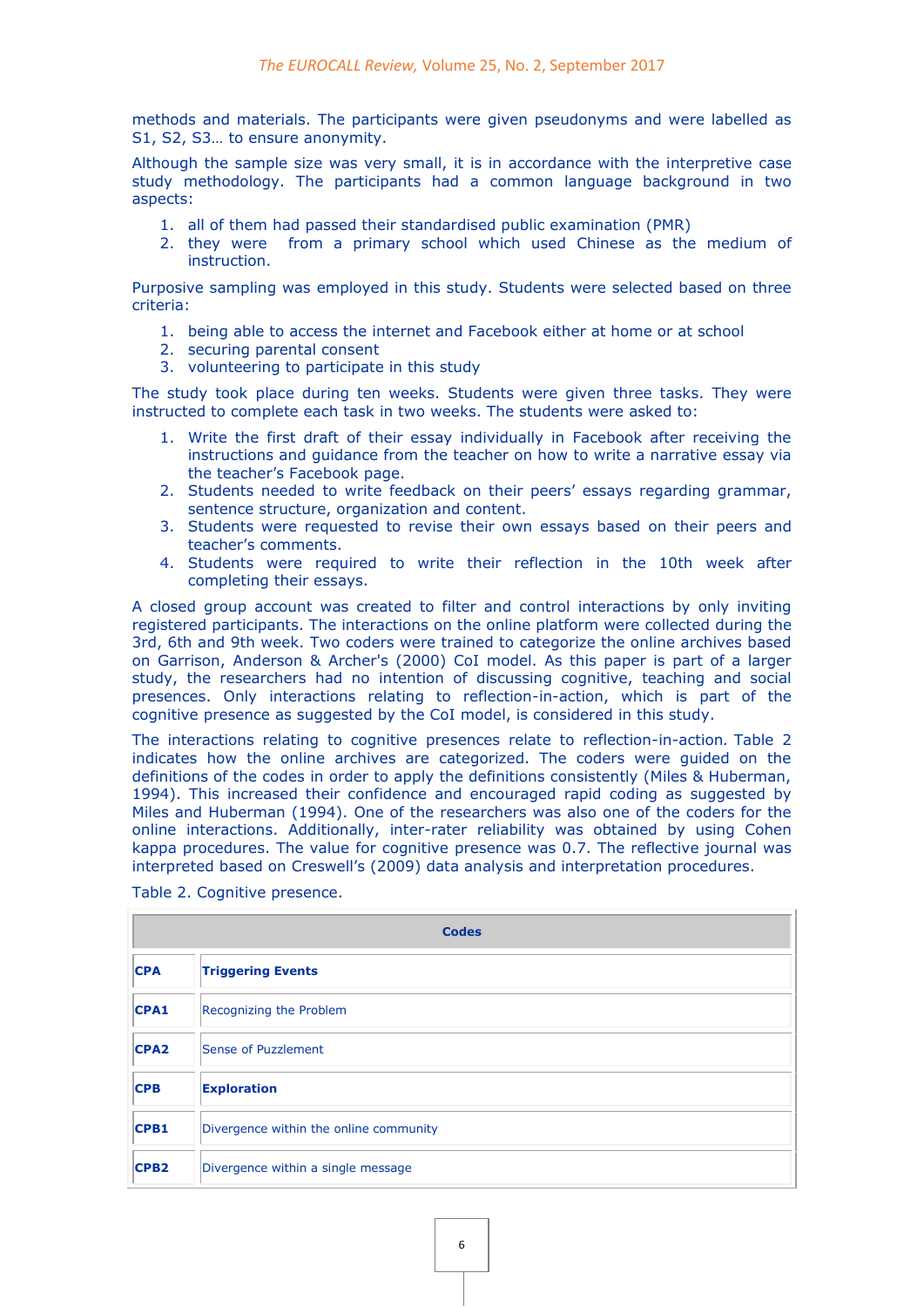methods and materials. The participants were given pseudonyms and were labelled as S1, S2, S3… to ensure anonymity.

Although the sample size was very small, it is in accordance with the interpretive case study methodology. The participants had a common language background in two aspects:

1. all of them had passed their standardised public examination (PMR)
2. they were from a primary school which used Chinese as the medium of instruction.

Purposive sampling was employed in this study. Students were selected based on three criteria:

1. being able to access the internet and Facebook either at home or at school
2. securing parental consent
3. volunteering to participate in this study

The study took place during ten weeks. Students were given three tasks. They were instructed to complete each task in two weeks. The students were asked to:

1. Write the first draft of their essay individually in Facebook after receiving the instructions and guidance from the teacher on how to write a narrative essay via the teacher's Facebook page.
2. Students needed to write feedback on their peers' essays regarding grammar, sentence structure, organization and content.
3. Students were requested to revise their own essays based on their peers and teacher's comments.
4. Students were required to write their reflection in the 10th week after completing their essays.

A closed group account was created to filter and control interactions by only inviting registered participants. The interactions on the online platform were collected during the 3rd, 6th and 9th week. Two coders were trained to categorize the online archives based on Garrison, Anderson & Archer's (2000) CoI model. As this paper is part of a larger study, the researchers had no intention of discussing cognitive, teaching and social presences. Only interactions relating to reflection-in-action, which is part of the cognitive presence as suggested by the CoI model, is considered in this study.

The interactions relating to cognitive presences relate to reflection-in-action. Table 2 indicates how the online archives are categorized. The coders were guided on the definitions of the codes in order to apply the definitions consistently (Miles & Huberman, 1994). This increased their confidence and encouraged rapid coding as suggested by Miles and Huberman (1994). One of the researchers was also one of the coders for the online interactions. Additionally, inter-rater reliability was obtained by using Cohen kappa procedures. The value for cognitive presence was 0.7. The reflective journal was interpreted based on Creswell's (2009) data analysis and interpretation procedures.

Table 2. Cognitive presence.

| Codes | |
|---|---|
| **CPA** | **Triggering Events** |
| **CPA1** | Recognizing the Problem |
| **CPA2** | Sense of Puzzlement |
| **CPB** | **Exploration** |
| **CPB1** | Divergence within the online community |
| **CPB2** | Divergence within a single message |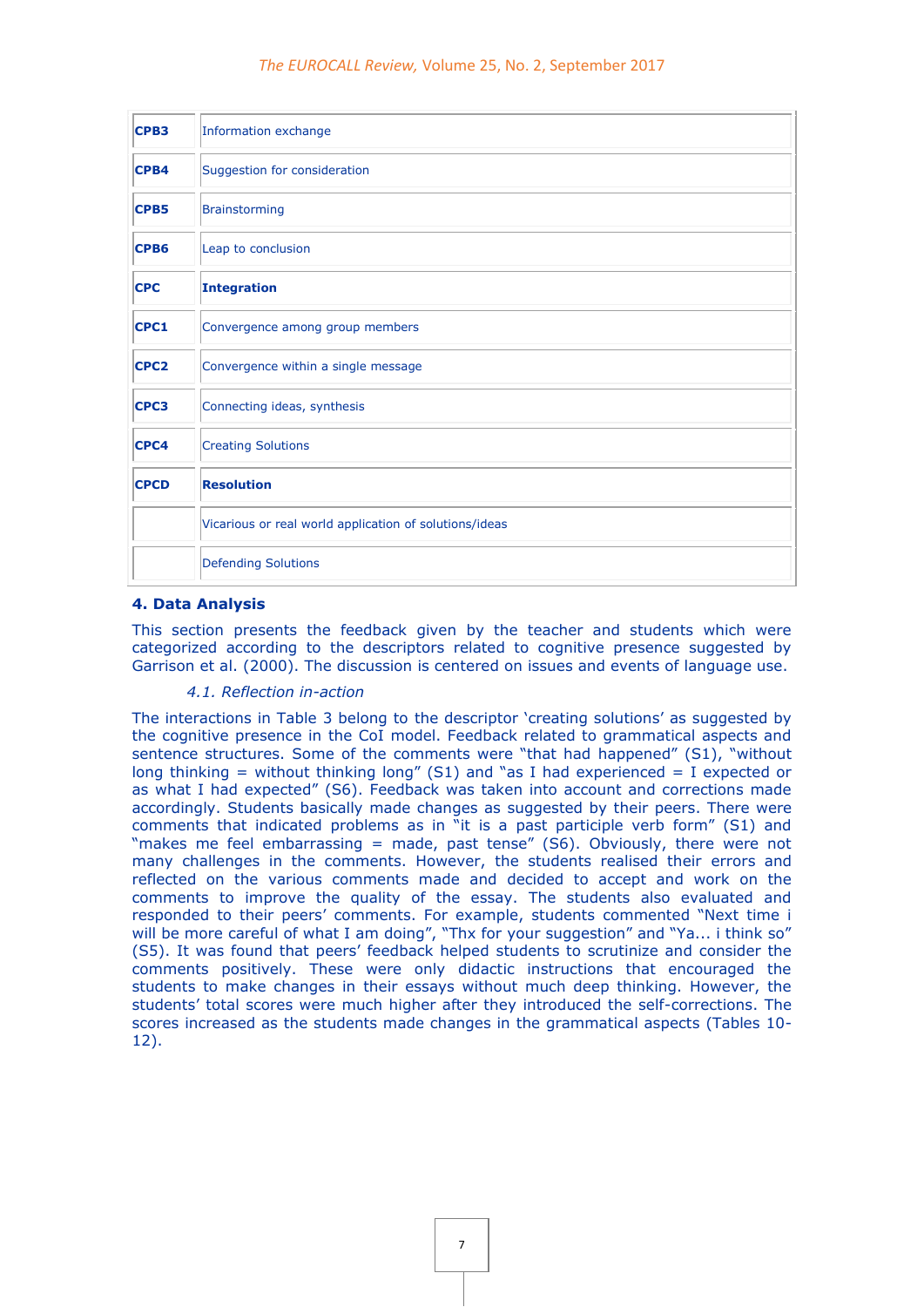| | |
|---|---|
| **CPB3** | Information exchange |
| **CPB4** | Suggestion for consideration |
| **CPB5** | Brainstorming |
| **CPB6** | Leap to conclusion |
| **CPC** | **Integration** |
| **CPC1** | Convergence among group members |
| **CPC2** | Convergence within a single message |
| **CPC3** | Connecting ideas, synthesis |
| **CPC4** | Creating Solutions |
| **CPCD** | **Resolution** |
| | Vicarious or real world application of solutions/ideas |
| | Defending Solutions |

## 4. Data Analysis

This section presents the feedback given by the teacher and students which were categorized according to the descriptors related to cognitive presence suggested by Garrison et al. (2000). The discussion is centered on issues and events of language use.

### *4.1. Reflection in-action*

The interactions in Table 3 belong to the descriptor 'creating solutions' as suggested by the cognitive presence in the CoI model. Feedback related to grammatical aspects and sentence structures. Some of the comments were "that had happened" (S1), "without long thinking = without thinking long" (S1) and "as I had experienced = I expected or as what I had expected" (S6). Feedback was taken into account and corrections made accordingly. Students basically made changes as suggested by their peers. There were comments that indicated problems as in "it is a past participle verb form" (S1) and "makes me feel embarrassing = made, past tense" (S6). Obviously, there were not many challenges in the comments. However, the students realised their errors and reflected on the various comments made and decided to accept and work on the comments to improve the quality of the essay. The students also evaluated and responded to their peers' comments. For example, students commented "Next time i will be more careful of what I am doing", "Thx for your suggestion" and "Ya... i think so" (S5). It was found that peers' feedback helped students to scrutinize and consider the comments positively. These were only didactic instructions that encouraged the students to make changes in their essays without much deep thinking. However, the students' total scores were much higher after they introduced the self-corrections. The scores increased as the students made changes in the grammatical aspects (Tables 10-12).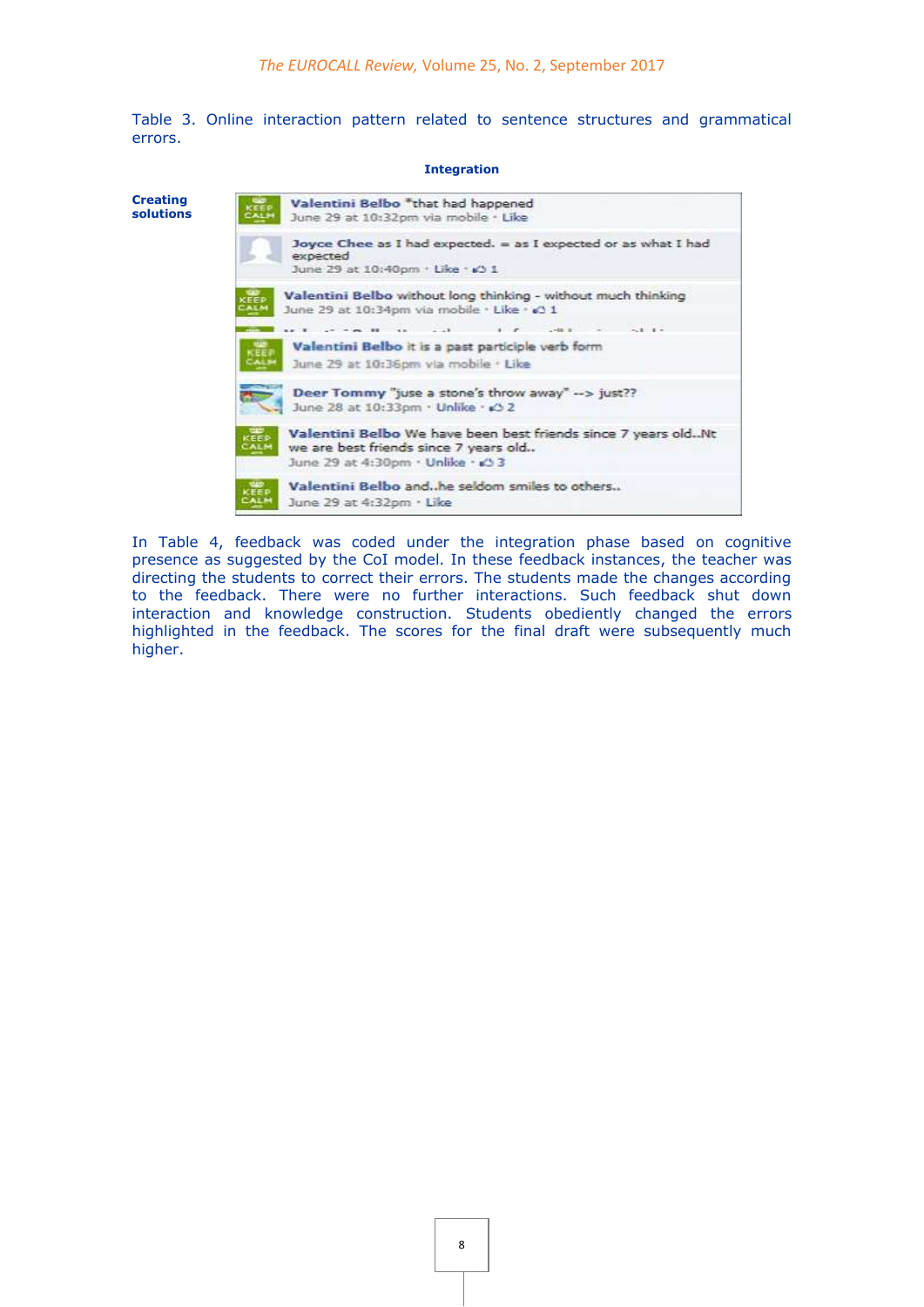Table 3. Online interaction pattern related to sentence structures and grammatical errors.

| | Integration |
|---|---|
| **Creating solutions** | Valentini Belbo *that had happened<br>June 29 at 10:32pm via mobile · Like |
| | Joyce Chee as I had expected. = as I expected or as what I had expected<br>June 29 at 10:40pm · Like · 1 |
| | Valentini Belbo without long thinking - without much thinking<br>June 29 at 10:34pm via mobile · Like · 1 |
| | Valentini Belbo it is a past participle verb form<br>June 29 at 10:36pm via mobile · Like |
| | Deer Tommy "juse a stone's throw away" --> just??<br>June 28 at 10:33pm · Unlike · 2 |
| | Valentini Belbo We have been best friends since 7 years old..Nt we are best friends since 7 years old..<br>June 29 at 4:30pm · Unlike · 3 |
| | Valentini Belbo and..he seldom smiles to others..<br>June 29 at 4:32pm · Like |

In Table 4, feedback was coded under the integration phase based on cognitive presence as suggested by the CoI model. In these feedback instances, the teacher was directing the students to correct their errors. The students made the changes according to the feedback. There were no further interactions. Such feedback shut down interaction and knowledge construction. Students obediently changed the errors highlighted in the feedback. The scores for the final draft were subsequently much higher.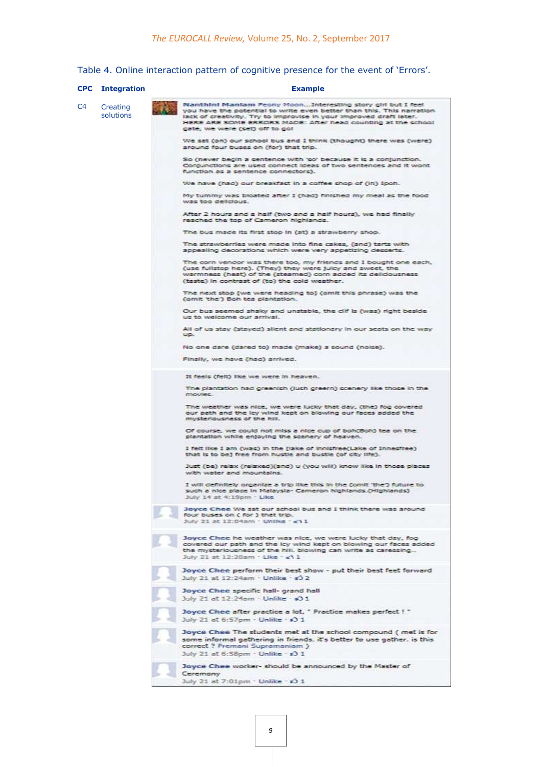Table 4. Online interaction pattern of cognitive presence for the event of 'Errors'.

| CPC | Integration | Example |
|---|---|---|
| C4 | Creating solutions | **Nanthini Maniam** Peony Moon...interesting story girl but I feel you have the potential to write even better than this. This narration lack of creativity. Try to improvise in your improved draft later. HERE ARE SOME ERRORS MADE: After head counting at the school gate, we were (set) off to go! <br><br> We sat (on) our school bus and I think (thought) there was (were) around four buses on (for) that trip. <br><br> So (never begin a sentence with 'so' because it is a conjunction. Conjunctions are used connect ideas of two sentences and it wont function as a sentence connectors). <br><br> We have (had) our breakfast in a coffee shop of (in) Ipoh. <br><br> My tummy was bloated after I (had) finished my meal as the food was too delicious. <br><br> After 2 hours and a half (two and a half hours), we had finally reached the top of Cameron highlands. <br><br> The bus made its first stop in (at) a strawberry shop. <br><br> The strawberries were made into fine cakes, (and) tarts with appealing decorations which were very appetizing desserts. <br><br> The corn vendor was there too, my friends and I bought one each. (use fullstop here). (They) they were juicy and sweet, the warmness (heat) of the (steamed) corn added its deliciousness (taste) in contrast of (to) the cold weather. <br><br> The next stop [we were heading to] (omit this phrase) was the (omit 'the') Boh tea plantation. <br><br> Our bus seemed shaky and unstable, the clif is (was) right beside us to welcome our arrival. <br><br> All of us stay (stayed) silent and stationary in our seats on the way up. <br><br> No one dare (dared to) made (make) a sound (noise). <br><br> Finally, we have (had) arrived. <br><br> It feels (felt) like we were in heaven. <br><br> The plantation had greenish (lush green) scenery like those in the movies. <br><br> The weather was nice, we were lucky that day, (the) fog covered our path and the icy wind kept on blowing our faces added the mysteriousness of the hill. <br><br> Of course, we could not miss a nice cup of boh(Boh) tea on the plantation while enjoying the scenery of heaven. <br><br> I felt like I am (was) in the [lake of innisfree(Lake of Innesfree) that is to be] free from hustle and bustle (of city life). <br><br> Just (be) relax (relaxed)(and) u (you will) know like in those places with water and mountains. <br><br> I will definitely organize a trip like this in the (omit 'the') future to such a nice place in Malaysia- Cameron highlands.(Highlands) <br> July 14 at 4:19pm · Like <br><br> **Joyce Chee** We sat our school bus and I think there was around four buses on ( for ) that trip. <br> July 21 at 12:04am · Unlike · 1 <br><br> **Joyce Chee** he weather was nice, we were lucky that day, fog covered our path and the icy wind kept on blowing our faces added the mysteriousness of the hill. blowing can write as caressing... <br> July 21 at 12:20am · Like · 1 <br><br> **Joyce Chee** perform their best show - put their best feet forward <br> July 21 at 12:24am · Unlike · 2 <br><br> **Joyce Chee** specific hall- grand hall <br> July 21 at 12:24am · Unlike · 1 <br><br> **Joyce Chee** after practice a lot, " Practice makes perfect ! " <br> July 21 at 6:57pm · Unlike · 1 <br><br> **Joyce Chee** The students met at the school compound ( met is for some informal gathering in friends. it's better to use gather. is this correct ? Premani Supramaniam ) <br> July 21 at 6:58pm · Unlike · 1 <br><br> **Joyce Chee** worker- should be announced by the Master of Ceremony <br> July 21 at 7:01pm · Unlike · 1 |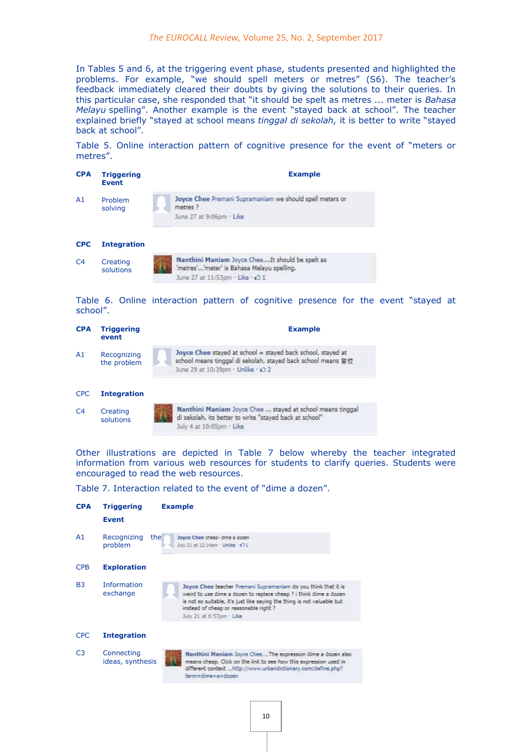In Tables 5 and 6, at the triggering event phase, students presented and highlighted the problems. For example, “we should spell meters or metres” (S6). The teacher's feedback immediately cleared their doubts by giving the solutions to their queries. In this particular case, she responded that “it should be spelt as metres ... meter is *Bahasa Melayu* spelling”. Another example is the event “stayed back at school”. The teacher explained briefly “stayed at school means *tinggal di sekolah,* it is better to write “stayed back at school”.

Table 5. Online interaction pattern of cognitive presence for the event of “meters or metres”.

| CPA | Triggering Event | Example |
|---|---|---|
| A1 | Problem solving | Joyce Chee Premani Supramaniam we should spell meters or metres ? June 27 at 9:06pm · Like |
| **CPC** | **Integration** | |
| C4 | Creating solutions | Nanthini Maniam Joyce Chee....It should be spelt as 'metres'...'meter' is Bahasa Melayu spelling. June 27 at 11:53pm · Like · 1 |

Table 6. Online interaction pattern of cognitive presence for the event “stayed at school”.

| CPA | Triggering event | Example |
|---|---|---|
| A1 | Recognizing the problem | Joyce Chee stayed at school = stayed back school, stayed at school means tinggal di sekolah, stayed back school means 留校 June 29 at 10:39pm · Unlike · 2 |
| CPC | **Integration** | |
| C4 | Creating solutions | Nanthini Maniam Joyce Chee ... stayed at school means tinggal di sekolah, its better to write "stayed back at school" July 4 at 10:05pm · Like |

Other illustrations are depicted in Table 7 below whereby the teacher integrated information from various web resources for students to clarify queries. Students were encouraged to read the web resources.

Table 7. Interaction related to the event of “dime a dozen”.

| CPA | Triggering Event | Example |
|---|---|---|
| A1 | Recognizing the problem | Joyce Chee cheap- dime a dozen July 21 at 12:14am · Unlike · 1 |
| CPB | **Exploration** | |
| B3 | Information exchange | Joyce Chee teacher Premani Supramaniam do you think that it is weird to use dime a dozen to replace cheap ? i think dime a dozen is not so suitable, it's just like saying the thing is not valuable but instead of cheap or reasonable right ? July 21 at 6:57pm · Like |
| CPC | **Integration** | |
| C3 | Connecting ideas, synthesis | Nanthini Maniam Joyce Chee....The expression dime a dozen also means cheap. Click on the link to see how this expression used in different context ...http://www.urbandictionary.com/define.php?term=dime+a+dozen |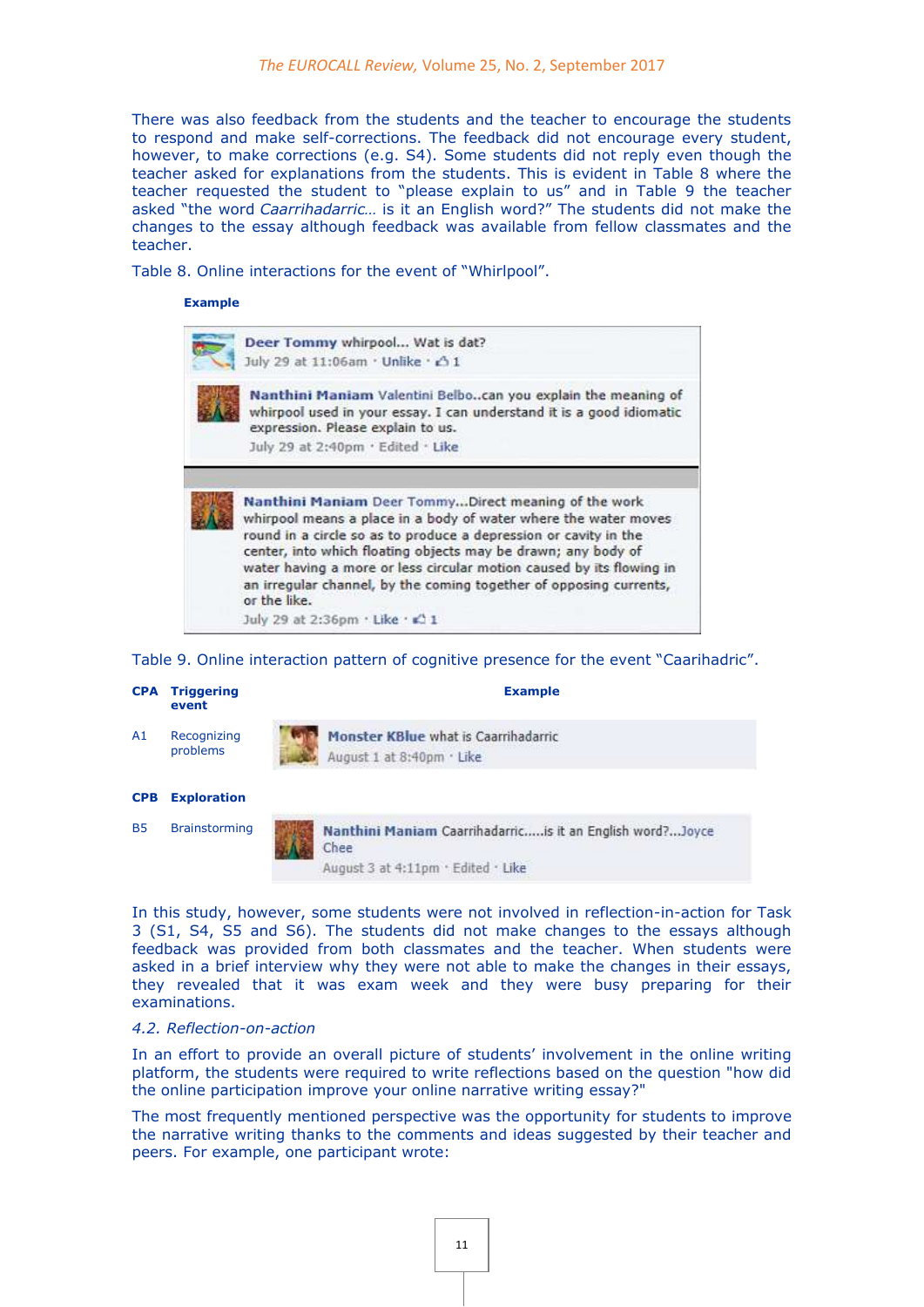There was also feedback from the students and the teacher to encourage the students to respond and make self-corrections. The feedback did not encourage every student, however, to make corrections (e.g. S4). Some students did not reply even though the teacher asked for explanations from the students. This is evident in Table 8 where the teacher requested the student to "please explain to us" and in Table 9 the teacher asked "the word *Caarrihadarric*… is it an English word?" The students did not make the changes to the essay although feedback was available from fellow classmates and the teacher.

Table 8. Online interactions for the event of "Whirlpool".

| Example |
|---|
| **Deer Tommy** whirpool... Wat is dat? July 29 at 11:06am · Unlike · 1 |
| **Nanthini Maniam** Valentini Belbo..can you explain the meaning of whirpool used in your essay. I can understand it is a good idiomatic expression. Please explain to us. July 29 at 2:40pm · Edited · Like |
| **Nanthini Maniam** Deer Tommy...Direct meaning of the work whirpool means a place in a body of water where the water moves round in a circle so as to produce a depression or cavity in the center, into which floating objects may be drawn; any body of water having a more or less circular motion caused by its flowing in an irregular channel, by the coming together of opposing currents, or the like. July 29 at 2:36pm · Like · 1 |

Table 9. Online interaction pattern of cognitive presence for the event "Caarihadric".

| CPA | Triggering event | Example |
|---|---|---|
| A1 | Recognizing problems | **Monster KBlue** what is Caarrihadarric August 1 at 8:40pm · Like |
| **CPB** | **Exploration** | |
| B5 | Brainstorming | **Nanthini Maniam** Caarrihadarric.....is it an English word?...Joyce Chee August 3 at 4:11pm · Edited · Like |

In this study, however, some students were not involved in reflection-in-action for Task 3 (S1, S4, S5 and S6). The students did not make changes to the essays although feedback was provided from both classmates and the teacher. When students were asked in a brief interview why they were not able to make the changes in their essays, they revealed that it was exam week and they were busy preparing for their examinations.

### *4.2. Reflection-on-action*

In an effort to provide an overall picture of students' involvement in the online writing platform, the students were required to write reflections based on the question "how did the online participation improve your online narrative writing essay?"

The most frequently mentioned perspective was the opportunity for students to improve the narrative writing thanks to the comments and ideas suggested by their teacher and peers. For example, one participant wrote: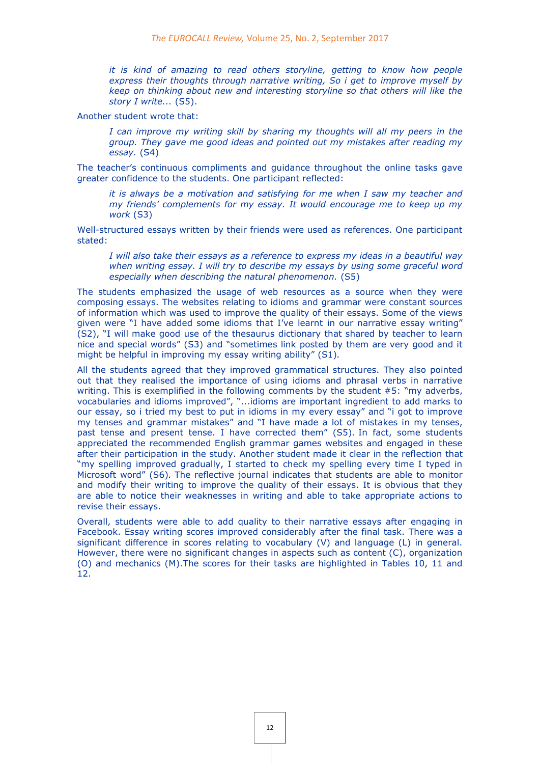> *it is kind of amazing to read others storyline, getting to know how people express their thoughts through narrative writing, So i get to improve myself by keep on thinking about new and interesting storyline so that others will like the story I write...* (S5).

Another student wrote that:

> *I can improve my writing skill by sharing my thoughts will all my peers in the group. They gave me good ideas and pointed out my mistakes after reading my essay.* (S4)

The teacher's continuous compliments and guidance throughout the online tasks gave greater confidence to the students. One participant reflected:

> *it is always be a motivation and satisfying for me when I saw my teacher and my friends' complements for my essay. It would encourage me to keep up my work* (S3)

Well-structured essays written by their friends were used as references. One participant stated:

> *I will also take their essays as a reference to express my ideas in a beautiful way when writing essay. I will try to describe my essays by using some graceful word especially when describing the natural phenomenon.* (S5)

The students emphasized the usage of web resources as a source when they were composing essays. The websites relating to idioms and grammar were constant sources of information which was used to improve the quality of their essays. Some of the views given were "I have added some idioms that I've learnt in our narrative essay writing" (S2), "I will make good use of the thesaurus dictionary that shared by teacher to learn nice and special words" (S3) and "sometimes link posted by them are very good and it might be helpful in improving my essay writing ability" (S1).

All the students agreed that they improved grammatical structures. They also pointed out that they realised the importance of using idioms and phrasal verbs in narrative writing. This is exemplified in the following comments by the student #5: "my adverbs, vocabularies and idioms improved", "...idioms are important ingredient to add marks to our essay, so i tried my best to put in idioms in my every essay" and "i got to improve my tenses and grammar mistakes" and "I have made a lot of mistakes in my tenses, past tense and present tense. I have corrected them" (S5). In fact, some students appreciated the recommended English grammar games websites and engaged in these after their participation in the study. Another student made it clear in the reflection that "my spelling improved gradually, I started to check my spelling every time I typed in Microsoft word" (S6). The reflective journal indicates that students are able to monitor and modify their writing to improve the quality of their essays. It is obvious that they are able to notice their weaknesses in writing and able to take appropriate actions to revise their essays.

Overall, students were able to add quality to their narrative essays after engaging in Facebook. Essay writing scores improved considerably after the final task. There was a significant difference in scores relating to vocabulary (V) and language (L) in general. However, there were no significant changes in aspects such as content (C), organization (O) and mechanics (M).The scores for their tasks are highlighted in Tables 10, 11 and 12.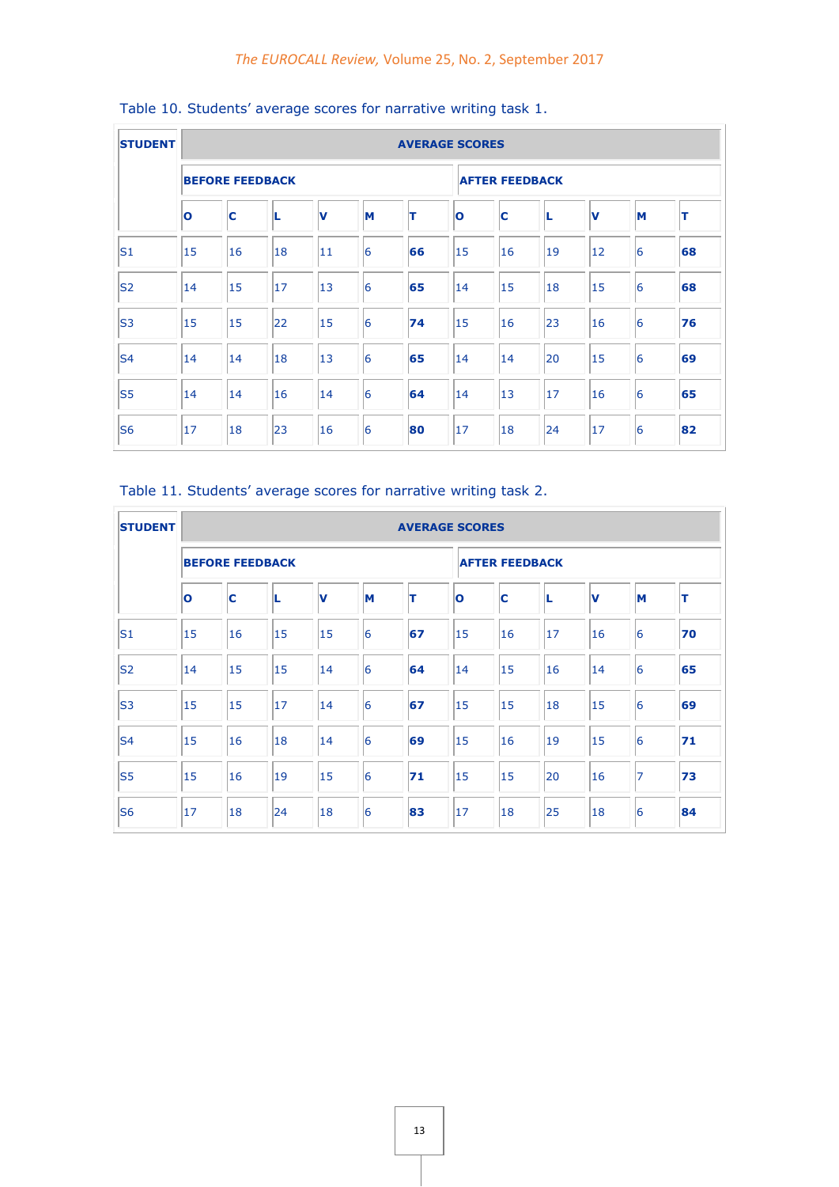Table 10. Students' average scores for narrative writing task 1.

| **STUDENT** | **AVERAGE SCORES** | | | | | | | | | | | |
|---|---|---|---|---|---|---|---|---|---|---|---|---|
| | **BEFORE FEEDBACK** | | | | | | **AFTER FEEDBACK** | | | | | |
| | **O** | **C** | **L** | **V** | **M** | **T** | **O** | **C** | **L** | **V** | **M** | **T** |
| S1 | 15 | 16 | 18 | 11 | 6 | **66** | 15 | 16 | 19 | 12 | 6 | **68** |
| S2 | 14 | 15 | 17 | 13 | 6 | **65** | 14 | 15 | 18 | 15 | 6 | **68** |
| S3 | 15 | 15 | 22 | 15 | 6 | **74** | 15 | 16 | 23 | 16 | 6 | **76** |
| S4 | 14 | 14 | 18 | 13 | 6 | **65** | 14 | 14 | 20 | 15 | 6 | **69** |
| S5 | 14 | 14 | 16 | 14 | 6 | **64** | 14 | 13 | 17 | 16 | 6 | **65** |
| S6 | 17 | 18 | 23 | 16 | 6 | **80** | 17 | 18 | 24 | 17 | 6 | **82** |

Table 11. Students' average scores for narrative writing task 2.

| **STUDENT** | **AVERAGE SCORES** | | | | | | | | | | | |
|---|---|---|---|---|---|---|---|---|---|---|---|---|
| | **BEFORE FEEDBACK** | | | | | | **AFTER FEEDBACK** | | | | | |
| | **O** | **C** | **L** | **V** | **M** | **T** | **O** | **C** | **L** | **V** | **M** | **T** |
| S1 | 15 | 16 | 15 | 15 | 6 | **67** | 15 | 16 | 17 | 16 | 6 | **70** |
| S2 | 14 | 15 | 15 | 14 | 6 | **64** | 14 | 15 | 16 | 14 | 6 | **65** |
| S3 | 15 | 15 | 17 | 14 | 6 | **67** | 15 | 15 | 18 | 15 | 6 | **69** |
| S4 | 15 | 16 | 18 | 14 | 6 | **69** | 15 | 16 | 19 | 15 | 6 | **71** |
| S5 | 15 | 16 | 19 | 15 | 6 | **71** | 15 | 15 | 20 | 16 | 7 | **73** |
| S6 | 17 | 18 | 24 | 18 | 6 | **83** | 17 | 18 | 25 | 18 | 6 | **84** |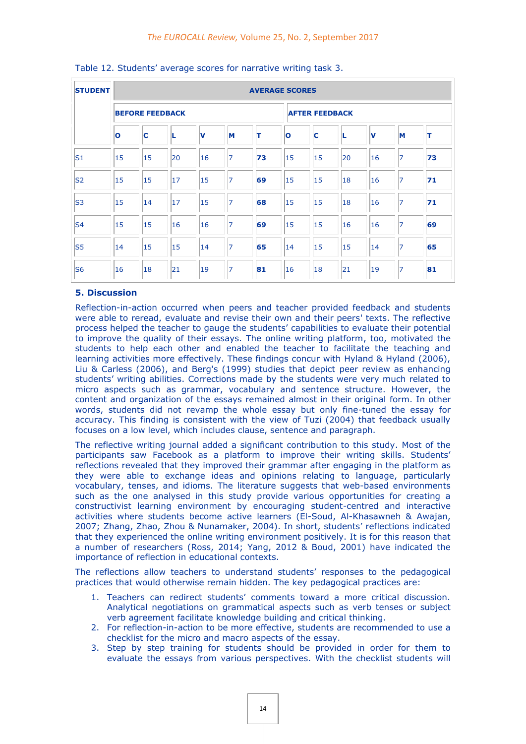Table 12. Students' average scores for narrative writing task 3.

| STUDENT | AVERAGE SCORES | | | | | | | | | | | |
|---|---|---|---|---|---|---|---|---|---|---|---|---|
| | BEFORE FEEDBACK | | | | | | AFTER FEEDBACK | | | | | |
| | O | C | L | V | M | T | O | C | L | V | M | T |
| S1 | 15 | 15 | 20 | 16 | 7 | **73** | 15 | 15 | 20 | 16 | 7 | **73** |
| S2 | 15 | 15 | 17 | 15 | 7 | **69** | 15 | 15 | 18 | 16 | 7 | **71** |
| S3 | 15 | 14 | 17 | 15 | 7 | **68** | 15 | 15 | 18 | 16 | 7 | **71** |
| S4 | 15 | 15 | 16 | 16 | 7 | **69** | 15 | 15 | 16 | 16 | 7 | **69** |
| S5 | 14 | 15 | 15 | 14 | 7 | **65** | 14 | 15 | 15 | 14 | 7 | **65** |
| S6 | 16 | 18 | 21 | 19 | 7 | **81** | 16 | 18 | 21 | 19 | 7 | **81** |

## 5. Discussion

Reflection-in-action occurred when peers and teacher provided feedback and students were able to reread, evaluate and revise their own and their peers' texts. The reflective process helped the teacher to gauge the students' capabilities to evaluate their potential to improve the quality of their essays. The online writing platform, too, motivated the students to help each other and enabled the teacher to facilitate the teaching and learning activities more effectively. These findings concur with Hyland & Hyland (2006), Liu & Carless (2006), and Berg's (1999) studies that depict peer review as enhancing students' writing abilities. Corrections made by the students were very much related to micro aspects such as grammar, vocabulary and sentence structure. However, the content and organization of the essays remained almost in their original form. In other words, students did not revamp the whole essay but only fine-tuned the essay for accuracy. This finding is consistent with the view of Tuzi (2004) that feedback usually focuses on a low level, which includes clause, sentence and paragraph.

The reflective writing journal added a significant contribution to this study. Most of the participants saw Facebook as a platform to improve their writing skills. Students' reflections revealed that they improved their grammar after engaging in the platform as they were able to exchange ideas and opinions relating to language, particularly vocabulary, tenses, and idioms. The literature suggests that web-based environments such as the one analysed in this study provide various opportunities for creating a constructivist learning environment by encouraging student-centred and interactive activities where students become active learners (El-Soud, Al-Khasawneh & Awajan, 2007; Zhang, Zhao, Zhou & Nunamaker, 2004). In short, students' reflections indicated that they experienced the online writing environment positively. It is for this reason that a number of researchers (Ross, 2014; Yang, 2012 & Boud, 2001) have indicated the importance of reflection in educational contexts.

The reflections allow teachers to understand students' responses to the pedagogical practices that would otherwise remain hidden. The key pedagogical practices are:

1. Teachers can redirect students' comments toward a more critical discussion. Analytical negotiations on grammatical aspects such as verb tenses or subject verb agreement facilitate knowledge building and critical thinking.
2. For reflection-in-action to be more effective, students are recommended to use a checklist for the micro and macro aspects of the essay.
3. Step by step training for students should be provided in order for them to evaluate the essays from various perspectives. With the checklist students will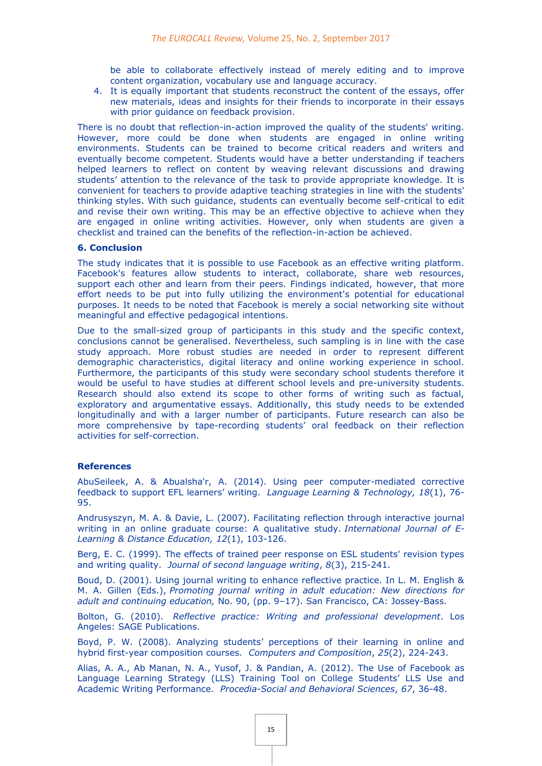be able to collaborate effectively instead of merely editing and to improve content organization, vocabulary use and language accuracy.

4. It is equally important that students reconstruct the content of the essays, offer new materials, ideas and insights for their friends to incorporate in their essays with prior guidance on feedback provision.

There is no doubt that reflection-in-action improved the quality of the students' writing. However, more could be done when students are engaged in online writing environments. Students can be trained to become critical readers and writers and eventually become competent. Students would have a better understanding if teachers helped learners to reflect on content by weaving relevant discussions and drawing students' attention to the relevance of the task to provide appropriate knowledge. It is convenient for teachers to provide adaptive teaching strategies in line with the students' thinking styles. With such guidance, students can eventually become self-critical to edit and revise their own writing. This may be an effective objective to achieve when they are engaged in online writing activities. However, only when students are given a checklist and trained can the benefits of the reflection-in-action be achieved.

## 6. Conclusion

The study indicates that it is possible to use Facebook as an effective writing platform. Facebook's features allow students to interact, collaborate, share web resources, support each other and learn from their peers. Findings indicated, however, that more effort needs to be put into fully utilizing the environment's potential for educational purposes. It needs to be noted that Facebook is merely a social networking site without meaningful and effective pedagogical intentions.

Due to the small-sized group of participants in this study and the specific context, conclusions cannot be generalised. Nevertheless, such sampling is in line with the case study approach. More robust studies are needed in order to represent different demographic characteristics, digital literacy and online working experience in school. Furthermore, the participants of this study were secondary school students therefore it would be useful to have studies at different school levels and pre-university students. Research should also extend its scope to other forms of writing such as factual, exploratory and argumentative essays. Additionally, this study needs to be extended longitudinally and with a larger number of participants. Future research can also be more comprehensive by tape-recording students' oral feedback on their reflection activities for self-correction.

## References

AbuSeileek, A. & Abualsha'r, A. (2014). Using peer computer-mediated corrective feedback to support EFL learners' writing. *Language Learning & Technology, 18*(1), 76-95.

Andrusyszyn, M. A. & Davie, L. (2007). Facilitating reflection through interactive journal writing in an online graduate course: A qualitative study. *International Journal of E-Learning & Distance Education, 12*(1), 103-126.

Berg, E. C. (1999). The effects of trained peer response on ESL students' revision types and writing quality. *Journal of second language writing*, *8*(3), 215-241.

Boud, D. (2001). Using journal writing to enhance reflective practice. In L. M. English & M. A. Gillen (Eds.), *Promoting journal writing in adult education: New directions for adult and continuing education,* No. 90, (pp. 9–17). San Francisco, CA: Jossey-Bass.

Bolton, G. (2010). *Reflective practice: Writing and professional development*. Los Angeles: SAGE Publications.

Boyd, P. W. (2008). Analyzing students' perceptions of their learning in online and hybrid first-year composition courses. *Computers and Composition*, *25*(2), 224-243.

Alias, A. A., Ab Manan, N. A., Yusof, J. & Pandian, A. (2012). The Use of Facebook as Language Learning Strategy (LLS) Training Tool on College Students' LLS Use and Academic Writing Performance. *Procedia-Social and Behavioral Sciences*, *67*, 36-48.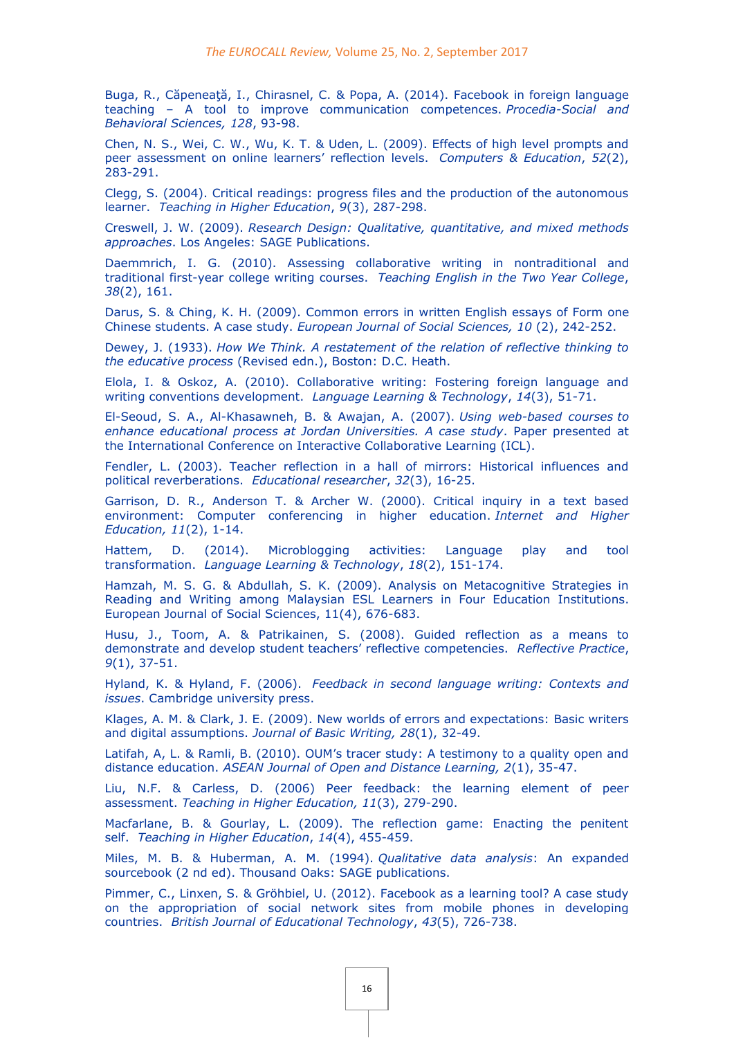Buga, R., Căpeneaţă, I., Chirasnel, C. & Popa, A. (2014). Facebook in foreign language teaching – A tool to improve communication competences. *Procedia-Social and Behavioral Sciences, 128*, 93-98.

Chen, N. S., Wei, C. W., Wu, K. T. & Uden, L. (2009). Effects of high level prompts and peer assessment on online learners' reflection levels. *Computers & Education*, *52*(2), 283-291.

Clegg, S. (2004). Critical readings: progress files and the production of the autonomous learner. *Teaching in Higher Education*, *9*(3), 287-298.

Creswell, J. W. (2009). *Research Design: Qualitative, quantitative, and mixed methods approaches*. Los Angeles: SAGE Publications.

Daemmrich, I. G. (2010). Assessing collaborative writing in nontraditional and traditional first-year college writing courses. *Teaching English in the Two Year College*, *38*(2), 161.

Darus, S. & Ching, K. H. (2009). Common errors in written English essays of Form one Chinese students. A case study. *European Journal of Social Sciences, 10* (2), 242-252.

Dewey, J. (1933). *How We Think. A restatement of the relation of reflective thinking to the educative process* (Revised edn.), Boston: D.C. Heath.

Elola, I. & Oskoz, A. (2010). Collaborative writing: Fostering foreign language and writing conventions development. *Language Learning & Technology*, *14*(3), 51-71.

El-Seoud, S. A., Al-Khasawneh, B. & Awajan, A. (2007). *Using web-based courses to enhance educational process at Jordan Universities. A case study*. Paper presented at the International Conference on Interactive Collaborative Learning (ICL).

Fendler, L. (2003). Teacher reflection in a hall of mirrors: Historical influences and political reverberations. *Educational researcher*, *32*(3), 16-25.

Garrison, D. R., Anderson T. & Archer W. (2000). Critical inquiry in a text based environment: Computer conferencing in higher education. *Internet and Higher Education, 11*(2), 1-14.

Hattem, D. (2014). Microblogging activities: Language play and tool transformation. *Language Learning & Technology*, *18*(2), 151-174.

Hamzah, M. S. G. & Abdullah, S. K. (2009). Analysis on Metacognitive Strategies in Reading and Writing among Malaysian ESL Learners in Four Education Institutions. European Journal of Social Sciences, 11(4), 676-683.

Husu, J., Toom, A. & Patrikainen, S. (2008). Guided reflection as a means to demonstrate and develop student teachers' reflective competencies. *Reflective Practice*, *9*(1), 37-51.

Hyland, K. & Hyland, F. (2006). *Feedback in second language writing: Contexts and issues*. Cambridge university press.

Klages, A. M. & Clark, J. E. (2009). New worlds of errors and expectations: Basic writers and digital assumptions. *Journal of Basic Writing, 28*(1), 32-49.

Latifah, A, L. & Ramli, B. (2010). OUM's tracer study: A testimony to a quality open and distance education. *ASEAN Journal of Open and Distance Learning, 2*(1), 35-47.

Liu, N.F. & Carless, D. (2006) Peer feedback: the learning element of peer assessment. *Teaching in Higher Education, 11*(3), 279-290.

Macfarlane, B. & Gourlay, L. (2009). The reflection game: Enacting the penitent self. *Teaching in Higher Education*, *14*(4), 455-459.

Miles, M. B. & Huberman, A. M. (1994). *Qualitative data analysis*: An expanded sourcebook (2 nd ed). Thousand Oaks: SAGE publications.

Pimmer, C., Linxen, S. & Gröhbiel, U. (2012). Facebook as a learning tool? A case study on the appropriation of social network sites from mobile phones in developing countries. *British Journal of Educational Technology*, *43*(5), 726-738.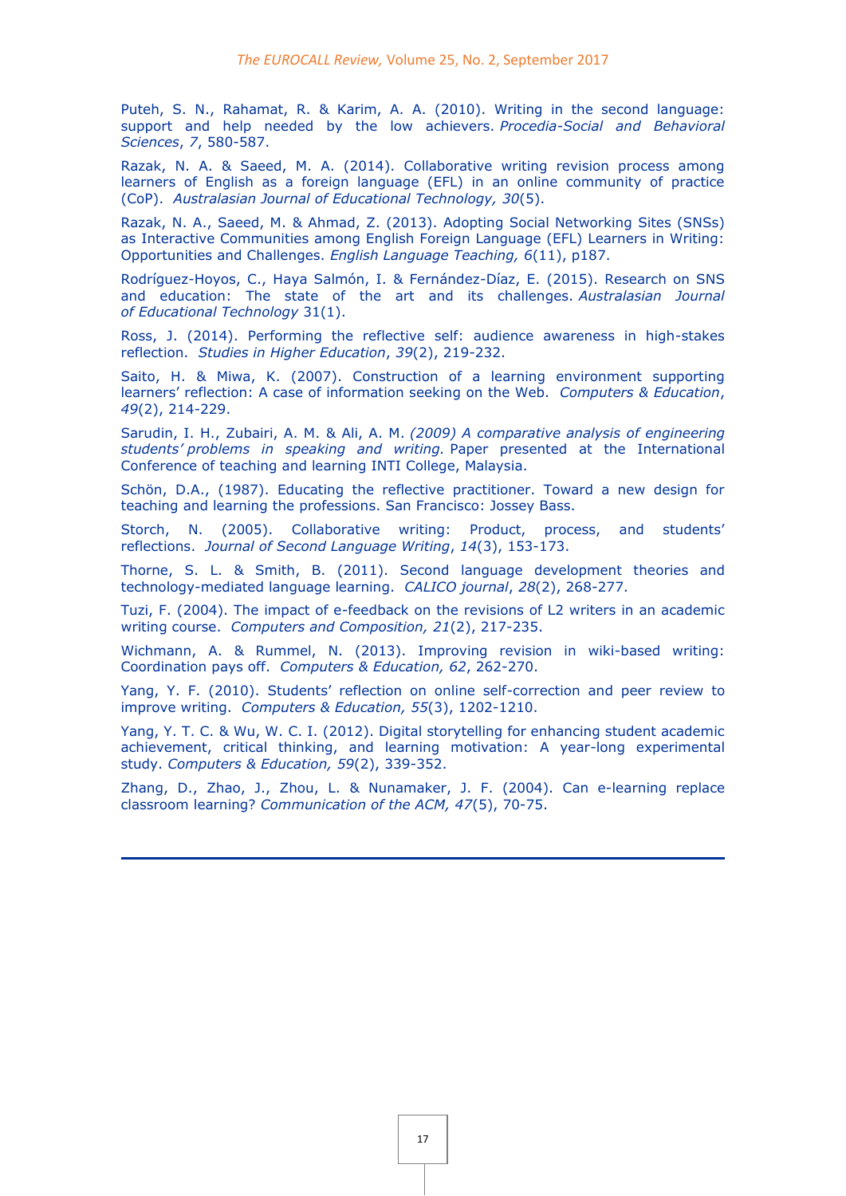Puteh, S. N., Rahamat, R. & Karim, A. A. (2010). Writing in the second language: support and help needed by the low achievers. *Procedia-Social and Behavioral Sciences*, *7*, 580-587.

Razak, N. A. & Saeed, M. A. (2014). Collaborative writing revision process among learners of English as a foreign language (EFL) in an online community of practice (CoP). *Australasian Journal of Educational Technology, 30*(5).

Razak, N. A., Saeed, M. & Ahmad, Z. (2013). Adopting Social Networking Sites (SNSs) as Interactive Communities among English Foreign Language (EFL) Learners in Writing: Opportunities and Challenges. *English Language Teaching, 6*(11), p187.

Rodríguez-Hoyos, C., Haya Salmón, I. & Fernández-Díaz, E. (2015). Research on SNS and education: The state of the art and its challenges. *Australasian Journal of Educational Technology* 31(1).

Ross, J. (2014). Performing the reflective self: audience awareness in high-stakes reflection. *Studies in Higher Education*, *39*(2), 219-232.

Saito, H. & Miwa, K. (2007). Construction of a learning environment supporting learners' reflection: A case of information seeking on the Web. *Computers & Education*, *49*(2), 214-229.

Sarudin, I. H., Zubairi, A. M. & Ali, A. M. *(2009) A comparative analysis of engineering students' problems in speaking and writing.* Paper presented at the International Conference of teaching and learning INTI College, Malaysia.

Schön, D.A., (1987). Educating the reflective practitioner. Toward a new design for teaching and learning the professions. San Francisco: Jossey Bass.

Storch, N. (2005). Collaborative writing: Product, process, and students' reflections. *Journal of Second Language Writing*, *14*(3), 153-173.

Thorne, S. L. & Smith, B. (2011). Second language development theories and technology-mediated language learning. *CALICO journal*, *28*(2), 268-277.

Tuzi, F. (2004). The impact of e-feedback on the revisions of L2 writers in an academic writing course. *Computers and Composition, 21*(2), 217-235.

Wichmann, A. & Rummel, N. (2013). Improving revision in wiki-based writing: Coordination pays off. *Computers & Education, 62*, 262-270.

Yang, Y. F. (2010). Students' reflection on online self-correction and peer review to improve writing. *Computers & Education, 55*(3), 1202-1210.

Yang, Y. T. C. & Wu, W. C. I. (2012). Digital storytelling for enhancing student academic achievement, critical thinking, and learning motivation: A year-long experimental study. *Computers & Education, 59*(2), 339-352.

Zhang, D., Zhao, J., Zhou, L. & Nunamaker, J. F. (2004). Can e-learning replace classroom learning? *Communication of the ACM, 47*(5), 70-75.